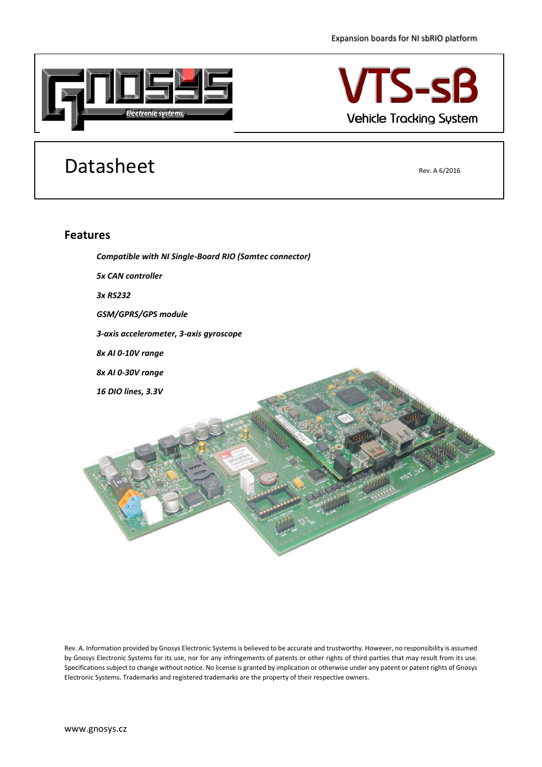Expansion boards for NI sbRIO platform

# VTS-sB

Vehicle Tracking System

# Datasheet

Rev. A 6/2016

## Features

*Compatible with NI Single-Board RIO (Samtec connector)*

*5x CAN controller*

*3x RS232*

*GSM/GPRS/GPS module*

*3-axis accelerometer, 3-axis gyroscope*

*8x AI 0-10V range*

*8x AI 0-30V range*

*16 DIO lines, 3.3V*

Rev. A. Information provided by Gnosys Electronic Systems is believed to be accurate and trustworthy. However, no responsibility is assumed by Gnosys Electronic Systems for its use, nor for any infringements of patents or other rights of third parties that may result from its use. Specifications subject to change without notice. No license is granted by implication or otherwise under any patent or patent rights of Gnosys Electronic Systems. Trademarks and registered trademarks are the property of their respective owners.

www.gnosys.cz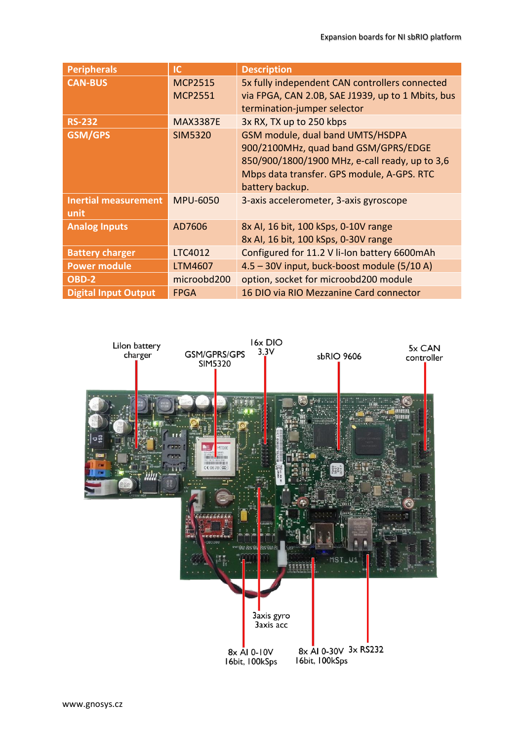| Peripherals | IC | Description |
|---|---|---|
| CAN-BUS | MCP2515<br>MCP2551 | 5x fully independent CAN controllers connected via FPGA, CAN 2.0B, SAE J1939, up to 1 Mbits, bus termination-jumper selector |
| RS-232 | MAX3387E | 3x RX, TX up to 250 kbps |
| GSM/GPS | SIM5320 | GSM module, dual band UMTS/HSDPA 900/2100MHz, quad band GSM/GPRS/EDGE 850/900/1800/1900 MHz, e-call ready, up to 3,6 Mbps data transfer. GPS module, A-GPS. RTC battery backup. |
| Inertial measurement unit | MPU-6050 | 3-axis accelerometer, 3-axis gyroscope |
| Analog Inputs | AD7606 | 8x AI, 16 bit, 100 kSps, 0-10V range<br>8x AI, 16 bit, 100 kSps, 0-30V range |
| Battery charger | LTC4012 | Configured for 11.2 V li-Ion battery 6600mAh |
| Power module | LTM4607 | 4.5 – 30V input, buck-boost module (5/10 A) |
| OBD-2 | microobd200 | option, socket for microobd200 module |
| Digital Input Output | FPGA | 16 DIO via RIO Mezzanine Card connector |

LiIon battery charger

GSM/GPRS/GPS SIM5320

16x DIO 3.3V

sbRIO 9606

5x CAN controller

3axis gyro 3axis acc

8x AI 0-10V 16bit, 100kSps

8x AI 0-30V 16bit, 100kSps

3x RS232